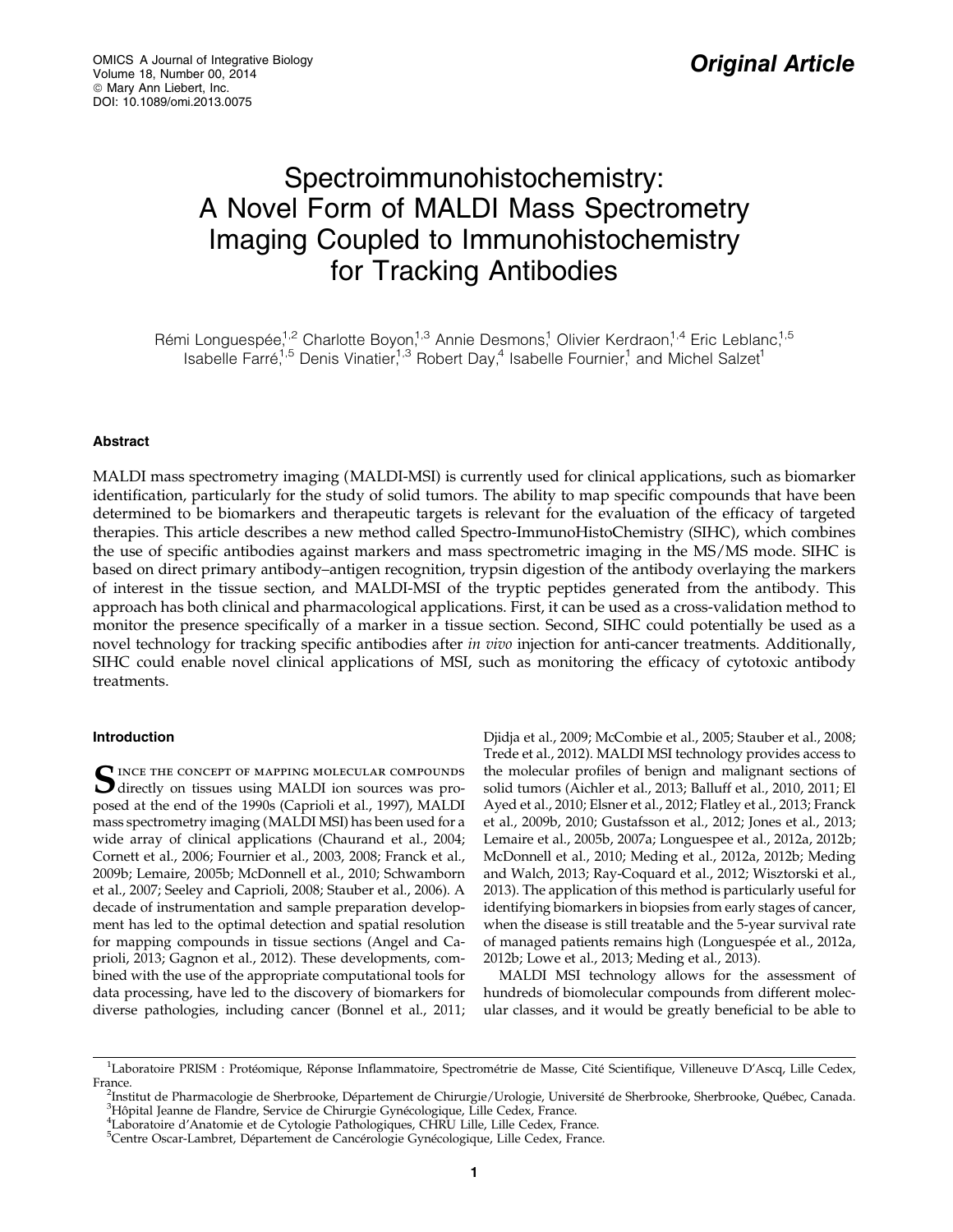Original Article

# Spectroimmunohistochemistry: A Novel Form of MALDI Mass Spectrometry Imaging Coupled to Immunohistochemistry for Tracking Antibodies

Rémi Longuespée,[1,2] Charlotte Boyon,[1,3] Annie Desmons,[1] Olivier Kerdraon,[1,4] Eric Leblanc,[1,5] Isabelle Farré,[1,5] Denis Vinatier,[1,3] Robert Day,[4] Isabelle Fournier,[1] and Michel Salzet[1]

## Abstract

MALDI mass spectrometry imaging (MALDI-MSI) is currently used for clinical applications, such as biomarker identification, particularly for the study of solid tumors. The ability to map specific compounds that have been determined to be biomarkers and therapeutic targets is relevant for the evaluation of the efficacy of targeted therapies. This article describes a new method called Spectro-ImmunoHistoChemistry (SIHC), which combines the use of specific antibodies against markers and mass spectrometric imaging in the MS/MS mode. SIHC is based on direct primary antibody–antigen recognition, trypsin digestion of the antibody overlaying the markers of interest in the tissue section, and MALDI-MSI of the tryptic peptides generated from the antibody. This approach has both clinical and pharmacological applications. First, it can be used as a cross-validation method to monitor the presence specifically of a marker in a tissue section. Second, SIHC could potentially be used as a novel technology for tracking specific antibodies after *in vivo* injection for anti-cancer treatments. Additionally, SIHC could enable novel clinical applications of MSI, such as monitoring the efficacy of cytotoxic antibody treatments.

## Introduction

Since the concept of mapping molecular compounds directly on tissues using MALDI ion sources was proposed at the end of the 1990s (Caprioli et al., 1997), MALDI mass spectrometry imaging (MALDI MSI) has been used for a wide array of clinical applications (Chaurand et al., 2004; Cornett et al., 2006; Fournier et al., 2003, 2008; Franck et al., 2009b; Lemaire, 2005b; McDonnell et al., 2010; Schwamborn et al., 2007; Seeley and Caprioli, 2008; Stauber et al., 2006). A decade of instrumentation and sample preparation development has led to the optimal detection and spatial resolution for mapping compounds in tissue sections (Angel and Caprioli, 2013; Gagnon et al., 2012). These developments, combined with the use of the appropriate computational tools for data processing, have led to the discovery of biomarkers for diverse pathologies, including cancer (Bonnel et al., 2011; Djidja et al., 2009; McCombie et al., 2005; Stauber et al., 2008; Trede et al., 2012). MALDI MSI technology provides access to the molecular profiles of benign and malignant sections of solid tumors (Aichler et al., 2013; Balluff et al., 2010, 2011; El Ayed et al., 2010; Elsner et al., 2012; Flatley et al., 2013; Franck et al., 2009b, 2010; Gustafsson et al., 2012; Jones et al., 2013; Lemaire et al., 2005b, 2007a; Longuespee et al., 2012a, 2012b; McDonnell et al., 2010; Meding et al., 2012a, 2012b; Meding and Walch, 2013; Ray-Coquard et al., 2012; Wisztorski et al., 2013). The application of this method is particularly useful for identifying biomarkers in biopsies from early stages of cancer, when the disease is still treatable and the 5-year survival rate of managed patients remains high (Longuespée et al., 2012a, 2012b; Lowe et al., 2013; Meding et al., 2013).

MALDI MSI technology allows for the assessment of hundreds of biomolecular compounds from different molecular classes, and it would be greatly beneficial to be able to

[1]Laboratoire PRISM : Protéomique, Réponse Inflammatoire, Spectrométrie de Masse, Cité Scientifique, Villeneuve D'Ascq, Lille Cedex, France.
[2]Institut de Pharmacologie de Sherbrooke, Département de Chirurgie/Urologie, Université de Sherbrooke, Sherbrooke, Québec, Canada.
[3]Hôpital Jeanne de Flandre, Service de Chirurgie Gynécologique, Lille Cedex, France.
[4]Laboratoire d'Anatomie et de Cytologie Pathologiques, CHRU Lille, Lille Cedex, France.
[5]Centre Oscar-Lambret, Département de Cancérologie Gynécologique, Lille Cedex, France.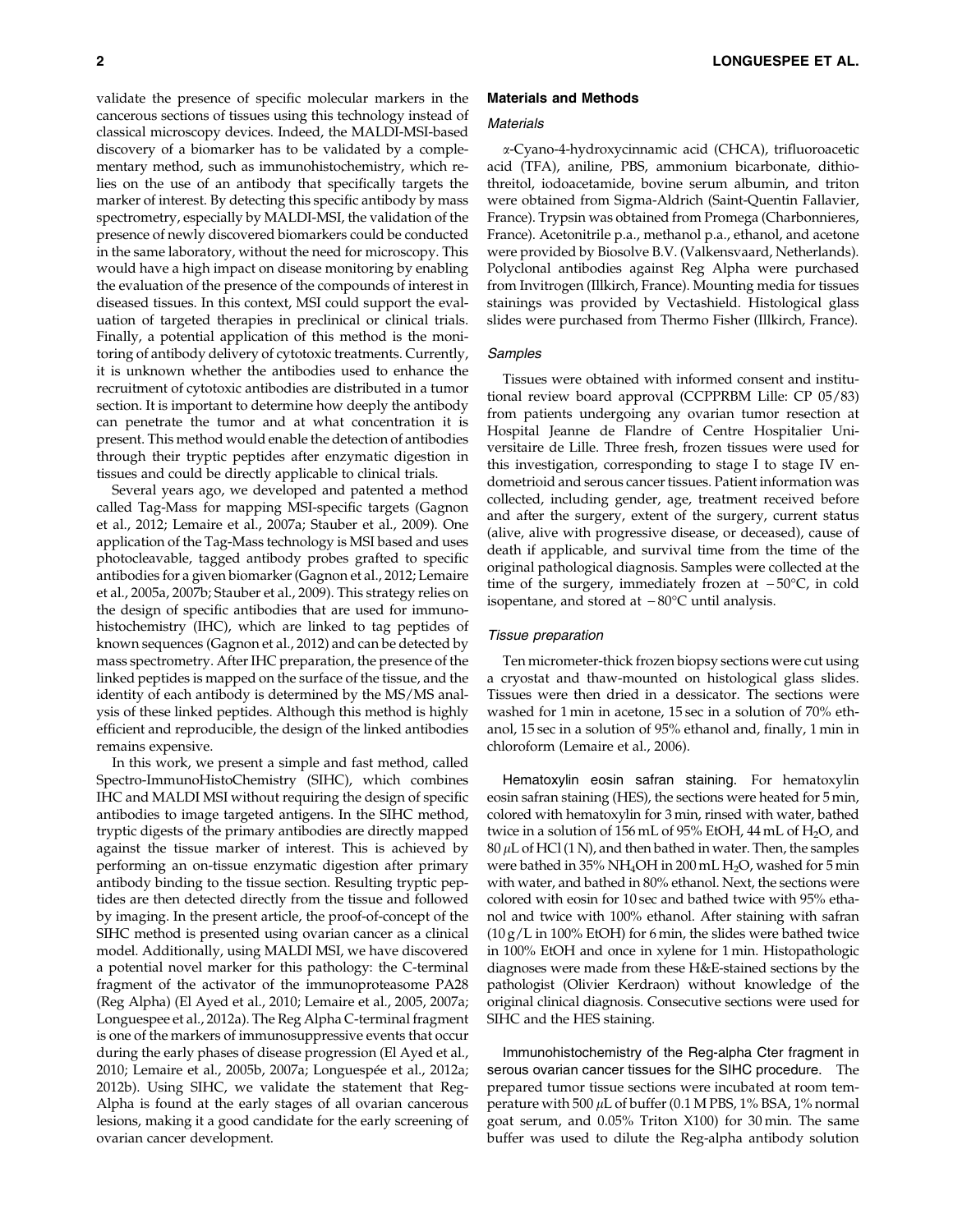validate the presence of specific molecular markers in the cancerous sections of tissues using this technology instead of classical microscopy devices. Indeed, the MALDI-MSI-based discovery of a biomarker has to be validated by a complementary method, such as immunohistochemistry, which relies on the use of an antibody that specifically targets the marker of interest. By detecting this specific antibody by mass spectrometry, especially by MALDI-MSI, the validation of the presence of newly discovered biomarkers could be conducted in the same laboratory, without the need for microscopy. This would have a high impact on disease monitoring by enabling the evaluation of the presence of the compounds of interest in diseased tissues. In this context, MSI could support the evaluation of targeted therapies in preclinical or clinical trials. Finally, a potential application of this method is the monitoring of antibody delivery of cytotoxic treatments. Currently, it is unknown whether the antibodies used to enhance the recruitment of cytotoxic antibodies are distributed in a tumor section. It is important to determine how deeply the antibody can penetrate the tumor and at what concentration it is present. This method would enable the detection of antibodies through their tryptic peptides after enzymatic digestion in tissues and could be directly applicable to clinical trials.

Several years ago, we developed and patented a method called Tag-Mass for mapping MSI-specific targets (Gagnon et al., 2012; Lemaire et al., 2007a; Stauber et al., 2009). One application of the Tag-Mass technology is MSI based and uses photocleavable, tagged antibody probes grafted to specific antibodies for a given biomarker (Gagnon et al., 2012; Lemaire et al., 2005a, 2007b; Stauber et al., 2009). This strategy relies on the design of specific antibodies that are used for immunohistochemistry (IHC), which are linked to tag peptides of known sequences (Gagnon et al., 2012) and can be detected by mass spectrometry. After IHC preparation, the presence of the linked peptides is mapped on the surface of the tissue, and the identity of each antibody is determined by the MS/MS analysis of these linked peptides. Although this method is highly efficient and reproducible, the design of the linked antibodies remains expensive.

In this work, we present a simple and fast method, called Spectro-ImmunoHistoChemistry (SIHC), which combines IHC and MALDI MSI without requiring the design of specific antibodies to image targeted antigens. In the SIHC method, tryptic digests of the primary antibodies are directly mapped against the tissue marker of interest. This is achieved by performing an on-tissue enzymatic digestion after primary antibody binding to the tissue section. Resulting tryptic peptides are then detected directly from the tissue and followed by imaging. In the present article, the proof-of-concept of the SIHC method is presented using ovarian cancer as a clinical model. Additionally, using MALDI MSI, we have discovered a potential novel marker for this pathology: the C-terminal fragment of the activator of the immunoproteasome PA28 (Reg Alpha) (El Ayed et al., 2010; Lemaire et al., 2005, 2007a; Longuespee et al., 2012a). The Reg Alpha C-terminal fragment is one of the markers of immunosuppressive events that occur during the early phases of disease progression (El Ayed et al., 2010; Lemaire et al., 2005b, 2007a; Longuespée et al., 2012a; 2012b). Using SIHC, we validate the statement that Reg-Alpha is found at the early stages of all ovarian cancerous lesions, making it a good candidate for the early screening of ovarian cancer development.

## Materials and Methods

### Materials

α-Cyano-4-hydroxycinnamic acid (CHCA), trifluoroacetic acid (TFA), aniline, PBS, ammonium bicarbonate, dithiothreitol, iodoacetamide, bovine serum albumin, and triton were obtained from Sigma-Aldrich (Saint-Quentin Fallavier, France). Trypsin was obtained from Promega (Charbonnieres, France). Acetonitrile p.a., methanol p.a., ethanol, and acetone were provided by Biosolve B.V. (Valkensvaard, Netherlands). Polyclonal antibodies against Reg Alpha were purchased from Invitrogen (Illkirch, France). Mounting media for tissues stainings was provided by Vectashield. Histological glass slides were purchased from Thermo Fisher (Illkirch, France).

### Samples

Tissues were obtained with informed consent and institutional review board approval (CCPPRBM Lille: CP 05/83) from patients undergoing any ovarian tumor resection at Hospital Jeanne de Flandre of Centre Hospitalier Universitaire de Lille. Three fresh, frozen tissues were used for this investigation, corresponding to stage I to stage IV endometrioid and serous cancer tissues. Patient information was collected, including gender, age, treatment received before and after the surgery, extent of the surgery, current status (alive, alive with progressive disease, or deceased), cause of death if applicable, and survival time from the time of the original pathological diagnosis. Samples were collected at the time of the surgery, immediately frozen at $-50°C$, in cold isopentane, and stored at $-80°C$ until analysis.

### Tissue preparation

Ten micrometer-thick frozen biopsy sections were cut using a cryostat and thaw-mounted on histological glass slides. Tissues were then dried in a dessicator. The sections were washed for 1 min in acetone, 15 sec in a solution of 70% ethanol, 15 sec in a solution of 95% ethanol and, finally, 1 min in chloroform (Lemaire et al., 2006).

**Hematoxylin eosin safran staining.** For hematoxylin eosin safran staining (HES), the sections were heated for 5 min, colored with hematoxylin for 3 min, rinsed with water, bathed twice in a solution of 156 mL of 95% EtOH, 44 mL of $H_2O$, and 80 $\mu$L of HCl (1 N), and then bathed in water. Then, the samples were bathed in 35% $NH_4OH$ in 200 mL $H_2O$, washed for 5 min with water, and bathed in 80% ethanol. Next, the sections were colored with eosin for 10 sec and bathed twice with 95% ethanol and twice with 100% ethanol. After staining with safran (10 g/L in 100% EtOH) for 6 min, the slides were bathed twice in 100% EtOH and once in xylene for 1 min. Histopathologic diagnoses were made from these H&E-stained sections by the pathologist (Olivier Kerdraon) without knowledge of the original clinical diagnosis. Consecutive sections were used for SIHC and the HES staining.

**Immunohistochemistry of the Reg-alpha Cter fragment in serous ovarian cancer tissues for the SIHC procedure.** The prepared tumor tissue sections were incubated at room temperature with 500 $\mu$L of buffer (0.1 M PBS, 1% BSA, 1% normal goat serum, and 0.05% Triton X100) for 30 min. The same buffer was used to dilute the Reg-alpha antibody solution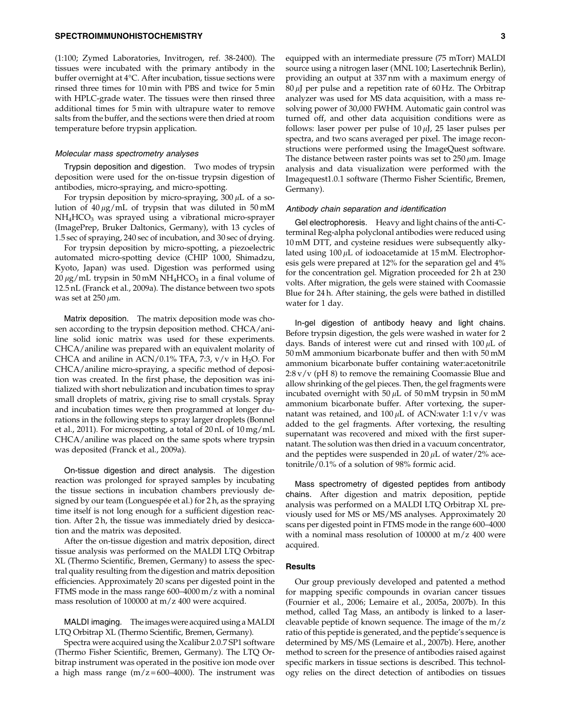(1:100; Zymed Laboratories, Invitrogen, ref. 38-2400). The tissues were incubated with the primary antibody in the buffer overnight at 4°C. After incubation, tissue sections were rinsed three times for 10 min with PBS and twice for 5 min with HPLC-grade water. The tissues were then rinsed three additional times for 5 min with ultrapure water to remove salts from the buffer, and the sections were then dried at room temperature before trypsin application.

### *Molecular mass spectrometry analyses*

Trypsin deposition and digestion. Two modes of trypsin deposition were used for the on-tissue trypsin digestion of antibodies, micro-spraying, and micro-spotting.

For trypsin deposition by micro-spraying, 300 μL of a solution of 40 μg/mL of trypsin that was diluted in 50 mM $NH_4HCO_3$ was sprayed using a vibrational micro-sprayer (ImagePrep, Bruker Daltonics, Germany), with 13 cycles of 1.5 sec of spraying, 240 sec of incubation, and 30 sec of drying.

For trypsin deposition by micro-spotting, a piezoelectric automated micro-spotting device (CHIP 1000, Shimadzu, Kyoto, Japan) was used. Digestion was performed using 20 μg/mL trypsin in 50 mM $NH_4HCO_3$ in a final volume of 12.5 nL (Franck et al., 2009a). The distance between two spots was set at 250 μm.

Matrix deposition. The matrix deposition mode was chosen according to the trypsin deposition method. CHCA/aniline solid ionic matrix was used for these experiments. CHCA/aniline was prepared with an equivalent molarity of CHCA and aniline in ACN/0.1% TFA, 7:3, v/v in $H_2O$. For CHCA/aniline micro-spraying, a specific method of deposition was created. In the first phase, the deposition was initialized with short nebulization and incubation times to spray small droplets of matrix, giving rise to small crystals. Spray and incubation times were then programmed at longer durations in the following steps to spray larger droplets (Bonnel et al., 2011). For microspotting, a total of 20 nL of 10 mg/mL CHCA/aniline was placed on the same spots where trypsin was deposited (Franck et al., 2009a).

On-tissue digestion and direct analysis. The digestion reaction was prolonged for sprayed samples by incubating the tissue sections in incubation chambers previously designed by our team (Longuespée et al.) for 2 h, as the spraying time itself is not long enough for a sufficient digestion reaction. After 2 h, the tissue was immediately dried by desiccation and the matrix was deposited.

After the on-tissue digestion and matrix deposition, direct tissue analysis was performed on the MALDI LTQ Orbitrap XL (Thermo Scientific, Bremen, Germany) to assess the spectral quality resulting from the digestion and matrix deposition efficiencies. Approximately 20 scans per digested point in the FTMS mode in the mass range 600–4000 m/z with a nominal mass resolution of 100000 at m/z 400 were acquired.

MALDI imaging. The images were acquired using a MALDI LTQ Orbitrap XL (Thermo Scientific, Bremen, Germany).

Spectra were acquired using the Xcalibur 2.0.7 SP1 software (Thermo Fisher Scientific, Bremen, Germany). The LTQ Orbitrap instrument was operated in the positive ion mode over a high mass range (m/z = 600–4000). The instrument was equipped with an intermediate pressure (75 mTorr) MALDI source using a nitrogen laser (MNL 100; Lasertechnik Berlin), providing an output at 337 nm with a maximum energy of 80 μJ per pulse and a repetition rate of 60 Hz. The Orbitrap analyzer was used for MS data acquisition, with a mass resolving power of 30,000 FWHM. Automatic gain control was turned off, and other data acquisition conditions were as follows: laser power per pulse of 10 μJ, 25 laser pulses per spectra, and two scans averaged per pixel. The image reconstructions were performed using the ImageQuest software. The distance between raster points was set to 250 μm. Image analysis and data visualization were performed with the Imagequest1.0.1 software (Thermo Fisher Scientific, Bremen, Germany).

### *Antibody chain separation and identification*

Gel electrophoresis. Heavy and light chains of the anti-C-terminal Reg-alpha polyclonal antibodies were reduced using 10 mM DTT, and cysteine residues were subsequently alkylated using 100 μL of iodoacetamide at 15 mM. Electrophoresis gels were prepared at 12% for the separation gel and 4% for the concentration gel. Migration proceeded for 2 h at 230 volts. After migration, the gels were stained with Coomassie Blue for 24 h. After staining, the gels were bathed in distilled water for 1 day.

In-gel digestion of antibody heavy and light chains. Before trypsin digestion, the gels were washed in water for 2 days. Bands of interest were cut and rinsed with 100 μL of 50 mM ammonium bicarbonate buffer and then with 50 mM ammonium bicarbonate buffer containing water:acetonitrile 2:8 v/v (pH 8) to remove the remaining Coomassie Blue and allow shrinking of the gel pieces. Then, the gel fragments were incubated overnight with 50 μL of 50 mM trypsin in 50 mM ammonium bicarbonate buffer. After vortexing, the supernatant was retained, and 100 μL of ACN:water 1:1 v/v was added to the gel fragments. After vortexing, the resulting supernatant was recovered and mixed with the first supernatant. The solution was then dried in a vacuum concentrator, and the peptides were suspended in 20 μL of water/2% acetonitrile/0.1% of a solution of 98% formic acid.

Mass spectrometry of digested peptides from antibody chains. After digestion and matrix deposition, peptide analysis was performed on a MALDI LTQ Orbitrap XL previously used for MS or MS/MS analyses. Approximately 20 scans per digested point in FTMS mode in the range 600–4000 with a nominal mass resolution of 100000 at m/z 400 were acquired.

## Results

Our group previously developed and patented a method for mapping specific compounds in ovarian cancer tissues (Fournier et al., 2006; Lemaire et al., 2005a, 2007b). In this method, called Tag Mass, an antibody is linked to a laser-cleavable peptide of known sequence. The image of the m/z ratio of this peptide is generated, and the peptide's sequence is determined by MS/MS (Lemaire et al., 2007b). Here, another method to screen for the presence of antibodies raised against specific markers in tissue sections is described. This technology relies on the direct detection of antibodies on tissues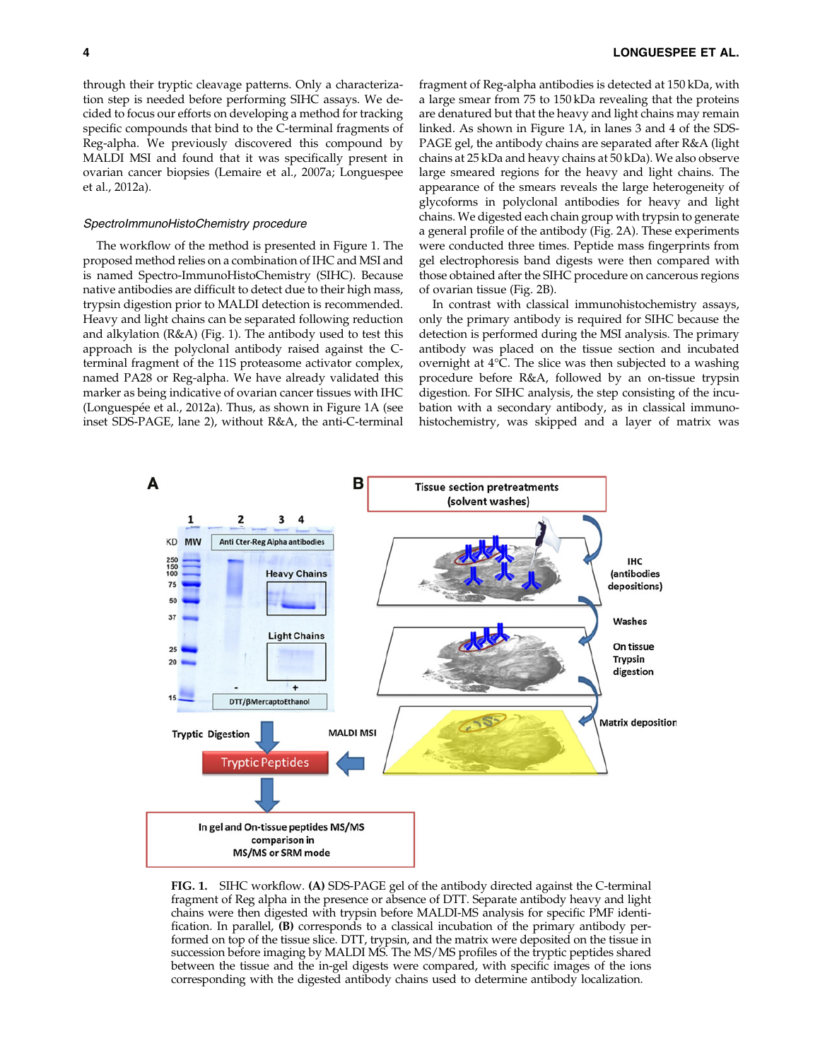through their tryptic cleavage patterns. Only a characterization step is needed before performing SIHC assays. We decided to focus our efforts on developing a method for tracking specific compounds that bind to the C-terminal fragments of Reg-alpha. We previously discovered this compound by MALDI MSI and found that it was specifically present in ovarian cancer biopsies (Lemaire et al., 2007a; Longuespee et al., 2012a).

### *SpectroImmunoHistoChemistry procedure*

The workflow of the method is presented in Figure 1. The proposed method relies on a combination of IHC and MSI and is named Spectro-ImmunoHistoChemistry (SIHC). Because native antibodies are difficult to detect due to their high mass, trypsin digestion prior to MALDI detection is recommended. Heavy and light chains can be separated following reduction and alkylation (R&A) (Fig. 1). The antibody used to test this approach is the polyclonal antibody raised against the C-terminal fragment of the 11S proteasome activator complex, named PA28 or Reg-alpha. We have already validated this marker as being indicative of ovarian cancer tissues with IHC (Longuespée et al., 2012a). Thus, as shown in Figure 1A (see inset SDS-PAGE, lane 2), without R&A, the anti-C-terminal fragment of Reg-alpha antibodies is detected at 150 kDa, with a large smear from 75 to 150 kDa revealing that the proteins are denatured but that the heavy and light chains may remain linked. As shown in Figure 1A, in lanes 3 and 4 of the SDS-PAGE gel, the antibody chains are separated after R&A (light chains at 25 kDa and heavy chains at 50 kDa). We also observe large smeared regions for the heavy and light chains. The appearance of the smears reveals the large heterogeneity of glycoforms in polyclonal antibodies for heavy and light chains. We digested each chain group with trypsin to generate a general profile of the antibody (Fig. 2A). These experiments were conducted three times. Peptide mass fingerprints from gel electrophoresis band digests were then compared with those obtained after the SIHC procedure on cancerous regions of ovarian tissue (Fig. 2B).

In contrast with classical immunohistochemistry assays, only the primary antibody is required for SIHC because the detection is performed during the MSI analysis. The primary antibody was placed on the tissue section and incubated overnight at 4°C. The slice was then subjected to a washing procedure before R&A, followed by an on-tissue trypsin digestion. For SIHC analysis, the step consisting of the incubation with a secondary antibody, as in classical immunohistochemistry, was skipped and a layer of matrix was

**FIG. 1.** SIHC workflow. **(A)** SDS-PAGE gel of the antibody directed against the C-terminal fragment of Reg alpha in the presence or absence of DTT. Separate antibody heavy and light chains were then digested with trypsin before MALDI-MS analysis for specific PMF identification. In parallel, **(B)** corresponds to a classical incubation of the primary antibody performed on top of the tissue slice. DTT, trypsin, and the matrix were deposited on the tissue in succession before imaging by MALDI MS. The MS/MS profiles of the tryptic peptides shared between the tissue and the in-gel digests were compared, with specific images of the ions corresponding with the digested antibody chains used to determine antibody localization.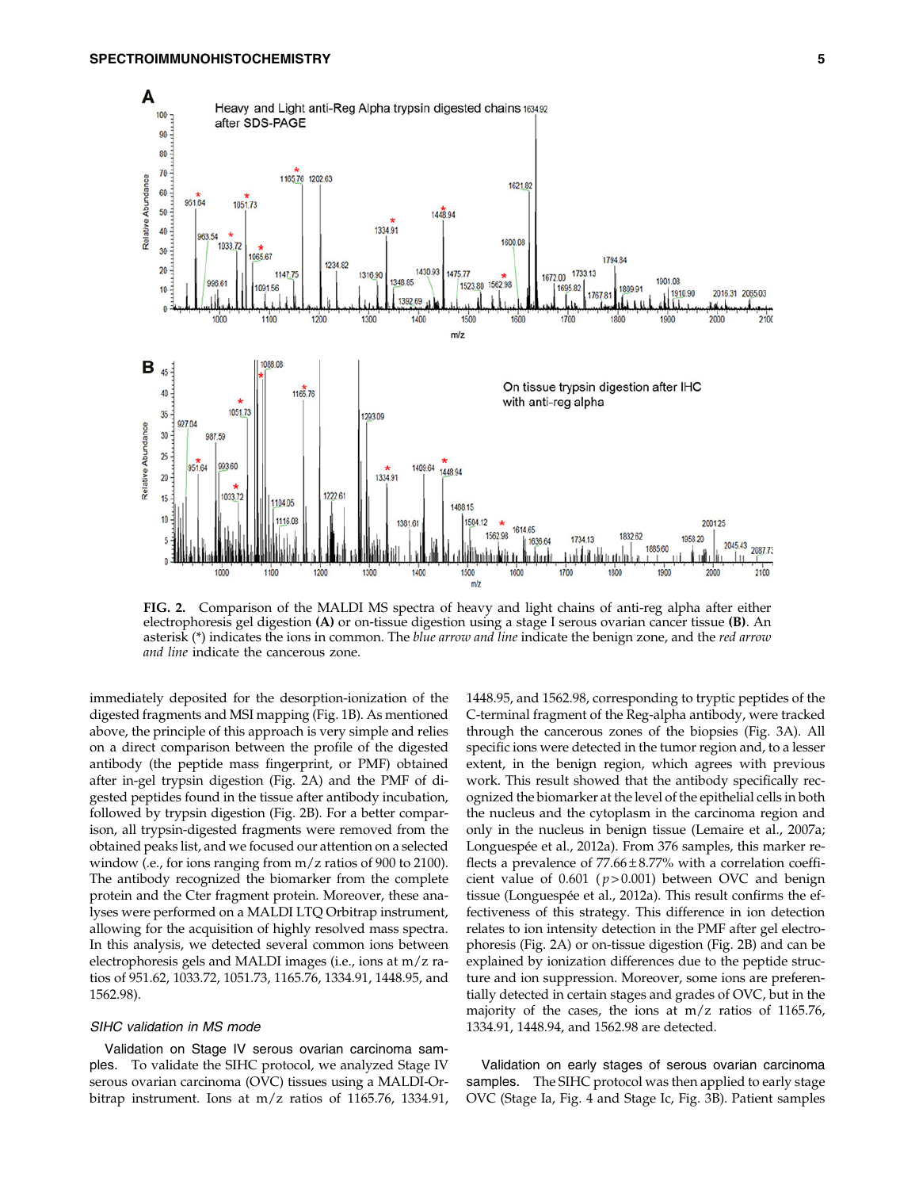**FIG. 2.** Comparison of the MALDI MS spectra of heavy and light chains of anti-reg alpha after either electrophoresis gel digestion **(A)** or on-tissue digestion using a stage I serous ovarian cancer tissue **(B)**. An asterisk (*) indicates the ions in common. The *blue arrow and line* indicate the benign zone, and the *red arrow and line* indicate the cancerous zone.

immediately deposited for the desorption-ionization of the digested fragments and MSI mapping (Fig. 1B). As mentioned above, the principle of this approach is very simple and relies on a direct comparison between the profile of the digested antibody (the peptide mass fingerprint, or PMF) obtained after in-gel trypsin digestion (Fig. 2A) and the PMF of digested peptides found in the tissue after antibody incubation, followed by trypsin digestion (Fig. 2B). For a better comparison, all trypsin-digested fragments were removed from the obtained peaks list, and we focused our attention on a selected window (i.e., for ions ranging from m/z ratios of 900 to 2100). The antibody recognized the biomarker from the complete protein and the Cter fragment protein. Moreover, these analyses were performed on a MALDI LTQ Orbitrap instrument, allowing for the acquisition of highly resolved mass spectra. In this analysis, we detected several common ions between electrophoresis gels and MALDI images (i.e., ions at m/z ratios of 951.62, 1033.72, 1051.73, 1165.76, 1334.91, 1448.95, and 1562.98).

### *SIHC validation in MS mode*

Validation on Stage IV serous ovarian carcinoma samples. To validate the SIHC protocol, we analyzed Stage IV serous ovarian carcinoma (OVC) tissues using a MALDI-Orbitrap instrument. Ions at m/z ratios of 1165.76, 1334.91, 1448.95, and 1562.98, corresponding to tryptic peptides of the C-terminal fragment of the Reg-alpha antibody, were tracked through the cancerous zones of the biopsies (Fig. 3A). All specific ions were detected in the tumor region and, to a lesser extent, in the benign region, which agrees with previous work. This result showed that the antibody specifically recognized the biomarker at the level of the epithelial cells in both the nucleus and the cytoplasm in the carcinoma region and only in the nucleus in benign tissue (Lemaire et al., 2007a; Longuespée et al., 2012a). From 376 samples, this marker reflects a prevalence of $77.66 \pm 8.77\%$ with a correlation coefficient value of 0.601 ($p > 0.001$) between OVC and benign tissue (Longuespée et al., 2012a). This result confirms the effectiveness of this strategy. This difference in ion detection relates to ion intensity detection in the PMF after gel electrophoresis (Fig. 2A) or on-tissue digestion (Fig. 2B) and can be explained by ionization differences due to the peptide structure and ion suppression. Moreover, some ions are preferentially detected in certain stages and grades of OVC, but in the majority of the cases, the ions at m/z ratios of 1165.76, 1334.91, 1448.94, and 1562.98 are detected.

Validation on early stages of serous ovarian carcinoma samples. The SIHC protocol was then applied to early stage OVC (Stage Ia, Fig. 4 and Stage Ic, Fig. 3B). Patient samples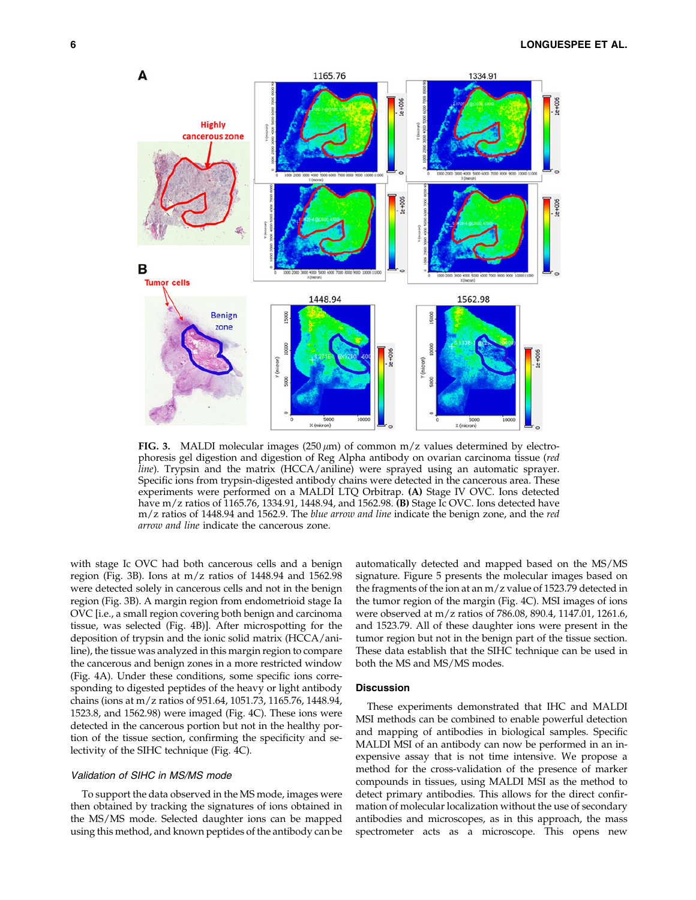**FIG. 3.** MALDI molecular images (250 $\mu$m) of common m/z values determined by electrophoresis gel digestion and digestion of Reg Alpha antibody on ovarian carcinoma tissue (*red line*). Trypsin and the matrix (HCCA/aniline) were sprayed using an automatic sprayer. Specific ions from trypsin-digested antibody chains were detected in the cancerous area. These experiments were performed on a MALDI LTQ Orbitrap. **(A)** Stage IV OVC. Ions detected have m/z ratios of 1165.76, 1334.91, 1448.94, and 1562.98. **(B)** Stage Ic OVC. Ions detected have m/z ratios of 1448.94 and 1562.9. The *blue arrow and line* indicate the benign zone, and the *red arrow and line* indicate the cancerous zone.

with stage Ic OVC had both cancerous cells and a benign region (Fig. 3B). Ions at m/z ratios of 1448.94 and 1562.98 were detected solely in cancerous cells and not in the benign region (Fig. 3B). A margin region from endometrioid stage Ia OVC [i.e., a small region covering both benign and carcinoma tissue, was selected (Fig. 4B)]. After microspotting for the deposition of trypsin and the ionic solid matrix (HCCA/aniline), the tissue was analyzed in this margin region to compare the cancerous and benign zones in a more restricted window (Fig. 4A). Under these conditions, some specific ions corresponding to digested peptides of the heavy or light antibody chains (ions at m/z ratios of 951.64, 1051.73, 1165.76, 1448.94, 1523.8, and 1562.98) were imaged (Fig. 4C). These ions were detected in the cancerous portion but not in the healthy portion of the tissue section, confirming the specificity and selectivity of the SIHC technique (Fig. 4C).

### *Validation of SIHC in MS/MS mode*

To support the data observed in the MS mode, images were then obtained by tracking the signatures of ions obtained in the MS/MS mode. Selected daughter ions can be mapped using this method, and known peptides of the antibody can be automatically detected and mapped based on the MS/MS signature. Figure 5 presents the molecular images based on the fragments of the ion at an m/z value of 1523.79 detected in the tumor region of the margin (Fig. 4C). MSI images of ions were observed at m/z ratios of 786.08, 890.4, 1147.01, 1261.6, and 1523.79. All of these daughter ions were present in the tumor region but not in the benign part of the tissue section. These data establish that the SIHC technique can be used in both the MS and MS/MS modes.

## Discussion

These experiments demonstrated that IHC and MALDI MSI methods can be combined to enable powerful detection and mapping of antibodies in biological samples. Specific MALDI MSI of an antibody can now be performed in an inexpensive assay that is not time intensive. We propose a method for the cross-validation of the presence of marker compounds in tissues, using MALDI MSI as the method to detect primary antibodies. This allows for the direct confirmation of molecular localization without the use of secondary antibodies and microscopes, as in this approach, the mass spectrometer acts as a microscope. This opens new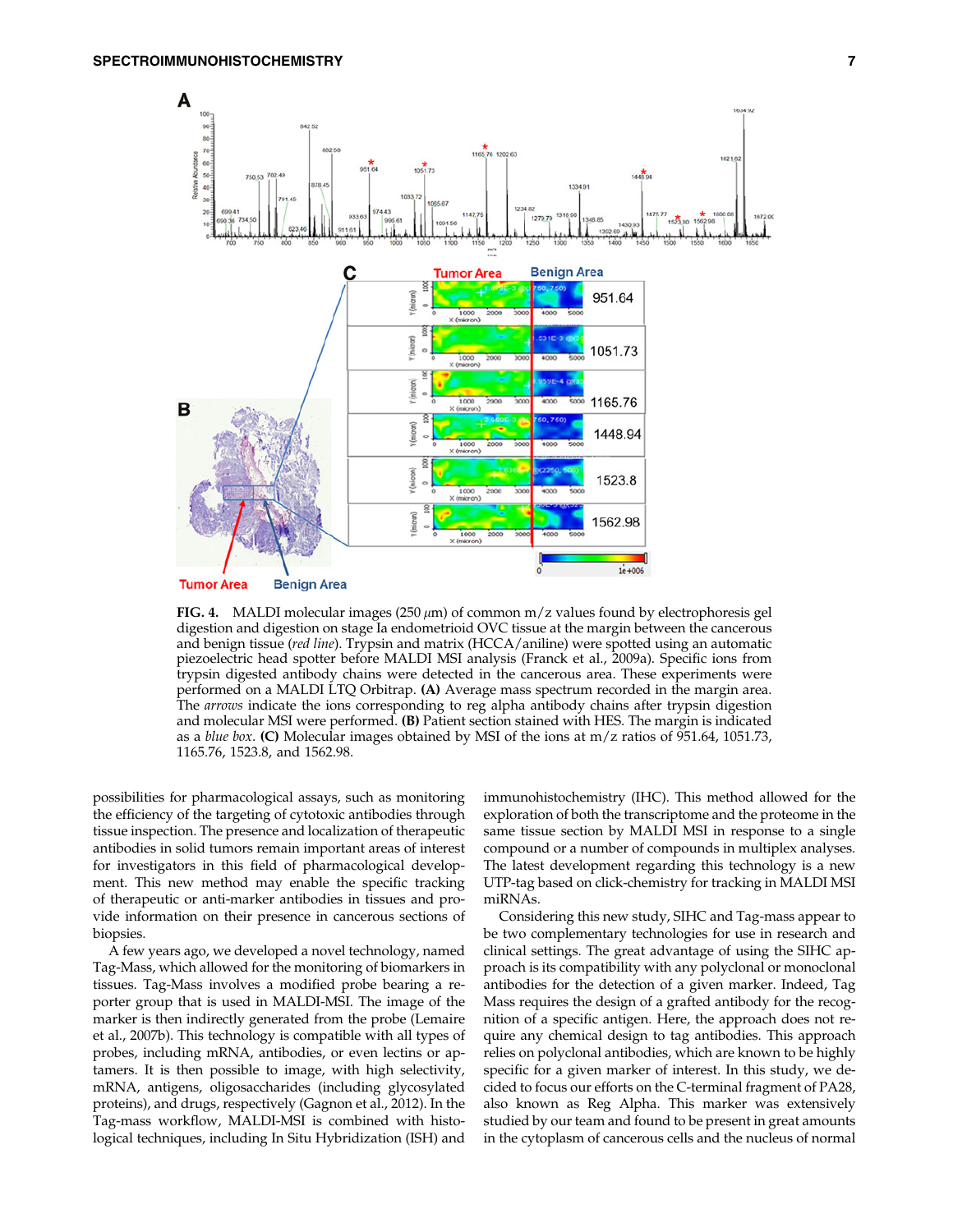**FIG. 4.** MALDI molecular images (250 $\mu$m) of common m/z values found by electrophoresis gel digestion and digestion on stage Ia endometrioid OVC tissue at the margin between the cancerous and benign tissue (*red line*). Trypsin and matrix (HCCA/aniline) were spotted using an automatic piezoelectric head spotter before MALDI MSI analysis (Franck et al., 2009a). Specific ions from trypsin digested antibody chains were detected in the cancerous area. These experiments were performed on a MALDI LTQ Orbitrap. **(A)** Average mass spectrum recorded in the margin area. The *arrows* indicate the ions corresponding to reg alpha antibody chains after trypsin digestion and molecular MSI were performed. **(B)** Patient section stained with HES. The margin is indicated as a *blue box*. **(C)** Molecular images obtained by MSI of the ions at m/z ratios of 951.64, 1051.73, 1165.76, 1523.8, and 1562.98.

possibilities for pharmacological assays, such as monitoring the efficiency of the targeting of cytotoxic antibodies through tissue inspection. The presence and localization of therapeutic antibodies in solid tumors remain important areas of interest for investigators in this field of pharmacological development. This new method may enable the specific tracking of therapeutic or anti-marker antibodies in tissues and provide information on their presence in cancerous sections of biopsies.

A few years ago, we developed a novel technology, named Tag-Mass, which allowed for the monitoring of biomarkers in tissues. Tag-Mass involves a modified probe bearing a reporter group that is used in MALDI-MSI. The image of the marker is then indirectly generated from the probe (Lemaire et al., 2007b). This technology is compatible with all types of probes, including mRNA, antibodies, or even lectins or aptamers. It is then possible to image, with high selectivity, mRNA, antigens, oligosaccharides (including glycosylated proteins), and drugs, respectively (Gagnon et al., 2012). In the Tag-mass workflow, MALDI-MSI is combined with histological techniques, including In Situ Hybridization (ISH) and immunohistochemistry (IHC). This method allowed for the exploration of both the transcriptome and the proteome in the same tissue section by MALDI MSI in response to a single compound or a number of compounds in multiplex analyses. The latest development regarding this technology is a new UTP-tag based on click-chemistry for tracking in MALDI MSI miRNAs.

Considering this new study, SIHC and Tag-mass appear to be two complementary technologies for use in research and clinical settings. The great advantage of using the SIHC approach is its compatibility with any polyclonal or monoclonal antibodies for the detection of a given marker. Indeed, Tag Mass requires the design of a grafted antibody for the recognition of a specific antigen. Here, the approach does not require any chemical design to tag antibodies. This approach relies on polyclonal antibodies, which are known to be highly specific for a given marker of interest. In this study, we decided to focus our efforts on the C-terminal fragment of PA28, also known as Reg Alpha. This marker was extensively studied by our team and found to be present in great amounts in the cytoplasm of cancerous cells and the nucleus of normal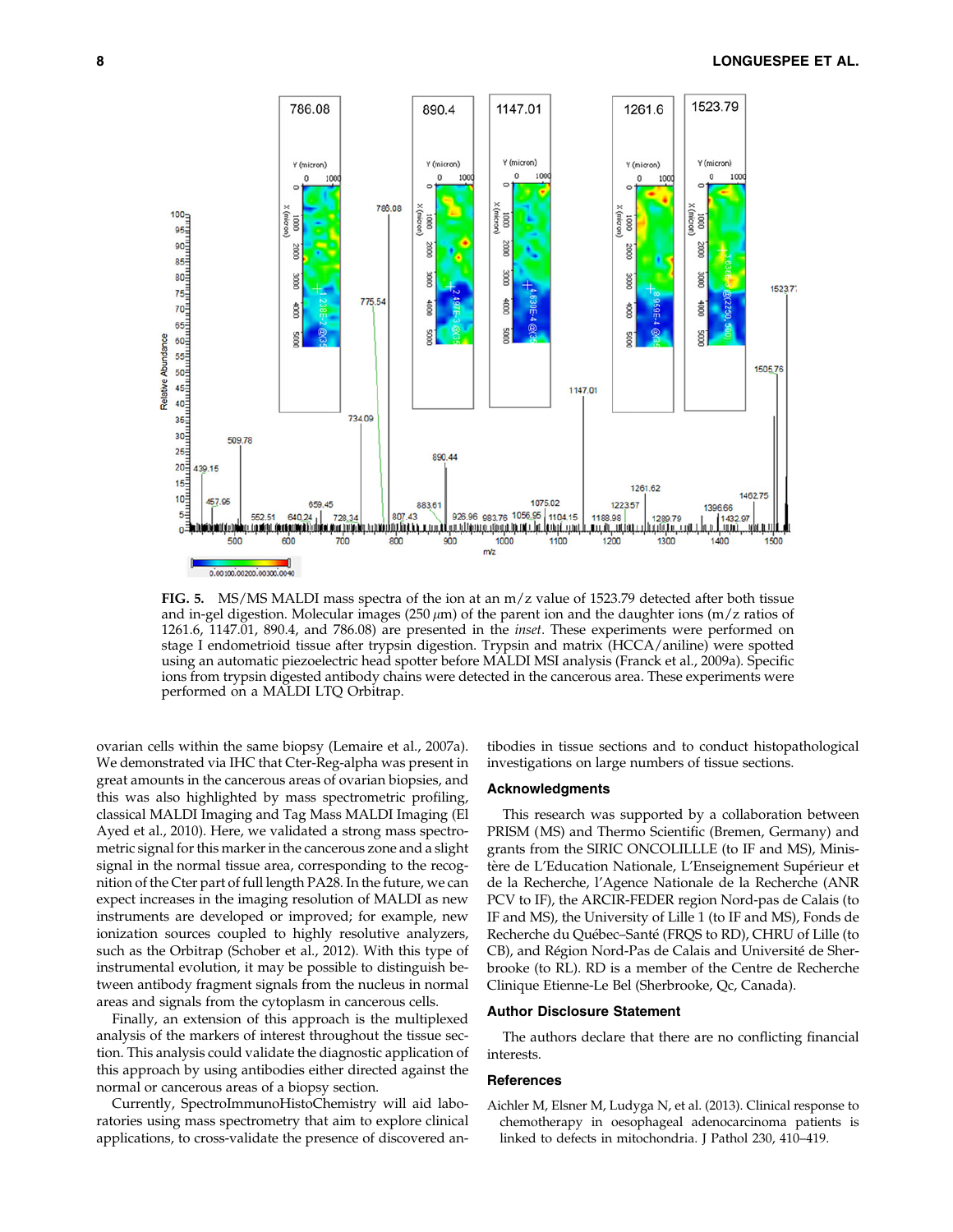786.08

890.4

1147.01

1261.6

1523.79

Relative Abundance

m/z

FIG. 5. MS/MS MALDI mass spectra of the ion at an m/z value of 1523.79 detected after both tissue and in-gel digestion. Molecular images (250 μm) of the parent ion and the daughter ions (m/z ratios of 1261.6, 1147.01, 890.4, and 786.08) are presented in the *inset*. These experiments were performed on stage I endometrioid tissue after trypsin digestion. Trypsin and matrix (HCCA/aniline) were spotted using an automatic piezoelectric head spotter before MALDI MSI analysis (Franck et al., 2009a). Specific ions from trypsin digested antibody chains were detected in the cancerous area. These experiments were performed on a MALDI LTQ Orbitrap.

ovarian cells within the same biopsy (Lemaire et al., 2007a). We demonstrated via IHC that Cter-Reg-alpha was present in great amounts in the cancerous areas of ovarian biopsies, and this was also highlighted by mass spectrometric profiling, classical MALDI Imaging and Tag Mass MALDI Imaging (El Ayed et al., 2010). Here, we validated a strong mass spectrometric signal for this marker in the cancerous zone and a slight signal in the normal tissue area, corresponding to the recognition of the Cter part of full length PA28. In the future, we can expect increases in the imaging resolution of MALDI as new instruments are developed or improved; for example, new ionization sources coupled to highly resolutive analyzers, such as the Orbitrap (Schober et al., 2012). With this type of instrumental evolution, it may be possible to distinguish between antibody fragment signals from the nucleus in normal areas and signals from the cytoplasm in cancerous cells.

Finally, an extension of this approach is the multiplexed analysis of the markers of interest throughout the tissue section. This analysis could validate the diagnostic application of this approach by using antibodies either directed against the normal or cancerous areas of a biopsy section.

Currently, SpectroImmunoHistoChemistry will aid laboratories using mass spectrometry that aim to explore clinical applications, to cross-validate the presence of discovered antibodies in tissue sections and to conduct histopathological investigations on large numbers of tissue sections.

## Acknowledgments

This research was supported by a collaboration between PRISM (MS) and Thermo Scientific (Bremen, Germany) and grants from the SIRIC ONCOLILLLE (to IF and MS), Ministère de L'Education Nationale, L'Enseignement Supérieur et de la Recherche, l'Agence Nationale de la Recherche (ANR PCV to IF), the ARCIR-FEDER region Nord-pas de Calais (to IF and MS), the University of Lille 1 (to IF and MS), Fonds de Recherche du Québec–Santé (FRQS to RD), CHRU of Lille (to CB), and Région Nord-Pas de Calais and Université de Sherbrooke (to RL). RD is a member of the Centre de Recherche Clinique Etienne-Le Bel (Sherbrooke, Qc, Canada).

## Author Disclosure Statement

The authors declare that there are no conflicting financial interests.

## References

Aichler M, Elsner M, Ludyga N, et al. (2013). Clinical response to chemotherapy in oesophageal adenocarcinoma patients is linked to defects in mitochondria. J Pathol 230, 410–419.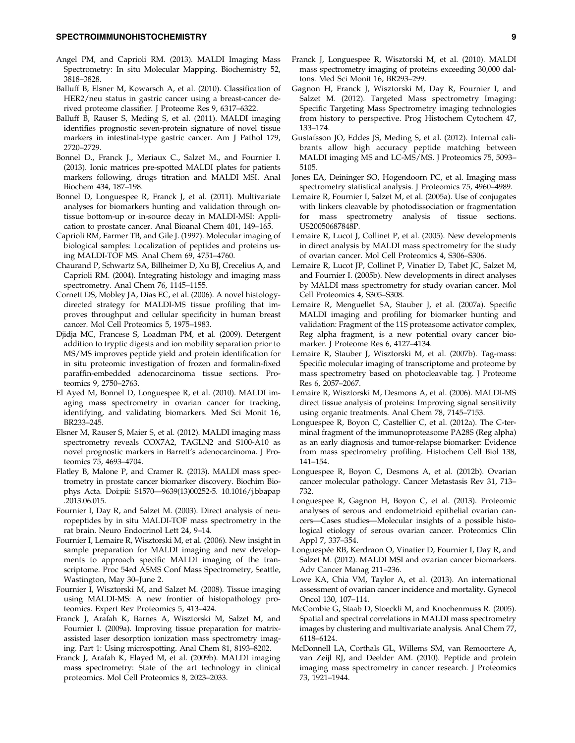Angel PM, and Caprioli RM. (2013). MALDI Imaging Mass Spectrometry: In situ Molecular Mapping. Biochemistry 52, 3818–3828.

Balluff B, Elsner M, Kowarsch A, et al. (2010). Classification of HER2/neu status in gastric cancer using a breast-cancer derived proteome classifier. J Proteome Res 9, 6317–6322.

Balluff B, Rauser S, Meding S, et al. (2011). MALDI imaging identifies prognostic seven-protein signature of novel tissue markers in intestinal-type gastric cancer. Am J Pathol 179, 2720–2729.

Bonnel D., Franck J., Meriaux C., Salzet M., and Fournier I. (2013). Ionic matrices pre-spotted MALDI plates for patients markers following, drugs titration and MALDI MSI. Anal Biochem 434, 187–198.

Bonnel D, Longuespee R, Franck J, et al. (2011). Multivariate analyses for biomarkers hunting and validation through on-tissue bottom-up or in-source decay in MALDI-MSI: Application to prostate cancer. Anal Bioanal Chem 401, 149–165.

Caprioli RM, Farmer TB, and Gile J. (1997). Molecular imaging of biological samples: Localization of peptides and proteins using MALDI-TOF MS. Anal Chem 69, 4751–4760.

Chaurand P, Schwartz SA, Billheimer D, Xu BJ, Crecelius A, and Caprioli RM. (2004). Integrating histology and imaging mass spectrometry. Anal Chem 76, 1145–1155.

Cornett DS, Mobley JA, Dias EC, et al. (2006). A novel histology-directed strategy for MALDI-MS tissue profiling that improves throughput and cellular specificity in human breast cancer. Mol Cell Proteomics 5, 1975–1983.

Djidja MC, Francese S, Loadman PM, et al. (2009). Detergent addition to tryptic digests and ion mobility separation prior to MS/MS improves peptide yield and protein identification for in situ proteomic investigation of frozen and formalin-fixed paraffin-embedded adenocarcinoma tissue sections. Proteomics 9, 2750–2763.

El Ayed M, Bonnel D, Longuespee R, et al. (2010). MALDI imaging mass spectrometry in ovarian cancer for tracking, identifying, and validating biomarkers. Med Sci Monit 16, BR233–245.

Elsner M, Rauser S, Maier S, et al. (2012). MALDI imaging mass spectrometry reveals COX7A2, TAGLN2 and S100-A10 as novel prognostic markers in Barrett's adenocarcinoma. J Proteomics 75, 4693–4704.

Flatley B, Malone P, and Cramer R. (2013). MALDI mass spectrometry in prostate cancer biomarker discovery. Biochim Biophys Acta. Doi:pii: S1570—9639(13)00252-5. 10.1016/j.bbapap.2013.06.015.

Fournier I, Day R, and Salzet M. (2003). Direct analysis of neuropeptides by in situ MALDI-TOF mass spectrometry in the rat brain. Neuro Endocrinol Lett 24, 9–14.

Fournier I, Lemaire R, Wisztorski M, et al. (2006). New insight in sample preparation for MALDI imaging and new developments to approach specific MALDI imaging of the transcriptome. Proc 54rd ASMS Conf Mass Spectrometry, Seattle, Wastington, May 30–June 2.

Fournier I, Wisztorski M, and Salzet M. (2008). Tissue imaging using MALDI-MS: A new frontier of histopathology proteomics. Expert Rev Proteomics 5, 413–424.

Franck J, Arafah K, Barnes A, Wisztorski M, Salzet M, and Fournier I. (2009a). Improving tissue preparation for matrix-assisted laser desorption ionization mass spectrometry imaging. Part 1: Using microspotting. Anal Chem 81, 8193–8202.

Franck J, Arafah K, Elayed M, et al. (2009b). MALDI imaging mass spectrometry: State of the art technology in clinical proteomics. Mol Cell Proteomics 8, 2023–2033.

Franck J, Longuespee R, Wisztorski M, et al. (2010). MALDI mass spectrometry imaging of proteins exceeding 30,000 daltons. Med Sci Monit 16, BR293–299.

Gagnon H, Franck J, Wisztorski M, Day R, Fournier I, and Salzet M. (2012). Targeted Mass spectrometry Imaging: Specific Targeting Mass Spectrometry imaging technologies from history to perspective. Prog Histochem Cytochem 47, 133–174.

Gustafsson JO, Eddes JS, Meding S, et al. (2012). Internal calibrants allow high accuracy peptide matching between MALDI imaging MS and LC-MS/MS. J Proteomics 75, 5093–5105.

Jones EA, Deininger SO, Hogendoorn PC, et al. Imaging mass spectrometry statistical analysis. J Proteomics 75, 4960–4989.

Lemaire R, Fournier I, Salzet M, et al. (2005a). Use of conjugates with linkers cleavable by photodissociation or fragmentation for mass spectrometry analysis of tissue sections. US20050687848P.

Lemaire R, Lucot J, Collinet P, et al. (2005). New developments in direct analysis by MALDI mass spectrometry for the study of ovarian cancer. Mol Cell Proteomics 4, S306–S306.

Lemaire R, Lucot JP, Collinet P, Vinatier D, Tabet JC, Salzet M, and Fournier I. (2005b). New developments in direct analyses by MALDI mass spectrometry for study ovarian cancer. Mol Cell Proteomics 4, S305–S308.

Lemaire R, Menguellet SA, Stauber J, et al. (2007a). Specific MALDI imaging and profiling for biomarker hunting and validation: Fragment of the 11S proteasome activator complex, Reg alpha fragment, is a new potential ovary cancer biomarker. J Proteome Res 6, 4127–4134.

Lemaire R, Stauber J, Wisztorski M, et al. (2007b). Tag-mass: Specific molecular imaging of transcriptome and proteome by mass spectrometry based on photocleavable tag. J Proteome Res 6, 2057–2067.

Lemaire R, Wisztorski M, Desmons A, et al. (2006). MALDI-MS direct tissue analysis of proteins: Improving signal sensitivity using organic treatments. Anal Chem 78, 7145–7153.

Longuespee R, Boyon C, Castellier C, et al. (2012a). The C-terminal fragment of the immunoproteasome PA28S (Reg alpha) as an early diagnosis and tumor-relapse biomarker: Evidence from mass spectrometry profiling. Histochem Cell Biol 138, 141–154.

Longuespee R, Boyon C, Desmons A, et al. (2012b). Ovarian cancer molecular pathology. Cancer Metastasis Rev 31, 713–732.

Longuespee R, Gagnon H, Boyon C, et al. (2013). Proteomic analyses of serous and endometrioid epithelial ovarian cancers—Cases studies—Molecular insights of a possible histological etiology of serous ovarian cancer. Proteomics Clin Appl 7, 337–354.

Longuespée RB, Kerdraon O, Vinatier D, Fournier I, Day R, and Salzet M. (2012). MALDI MSI and ovarian cancer biomarkers. Adv Cancer Manag 211–236.

Lowe KA, Chia VM, Taylor A, et al. (2013). An international assessment of ovarian cancer incidence and mortality. Gynecol Oncol 130, 107–114.

McCombie G, Staab D, Stoeckli M, and Knochenmuss R. (2005). Spatial and spectral correlations in MALDI mass spectrometry images by clustering and multivariate analysis. Anal Chem 77, 6118–6124.

McDonnell LA, Corthals GL, Willems SM, van Remoortere A, van Zeijl RJ, and Deelder AM. (2010). Peptide and protein imaging mass spectrometry in cancer research. J Proteomics 73, 1921–1944.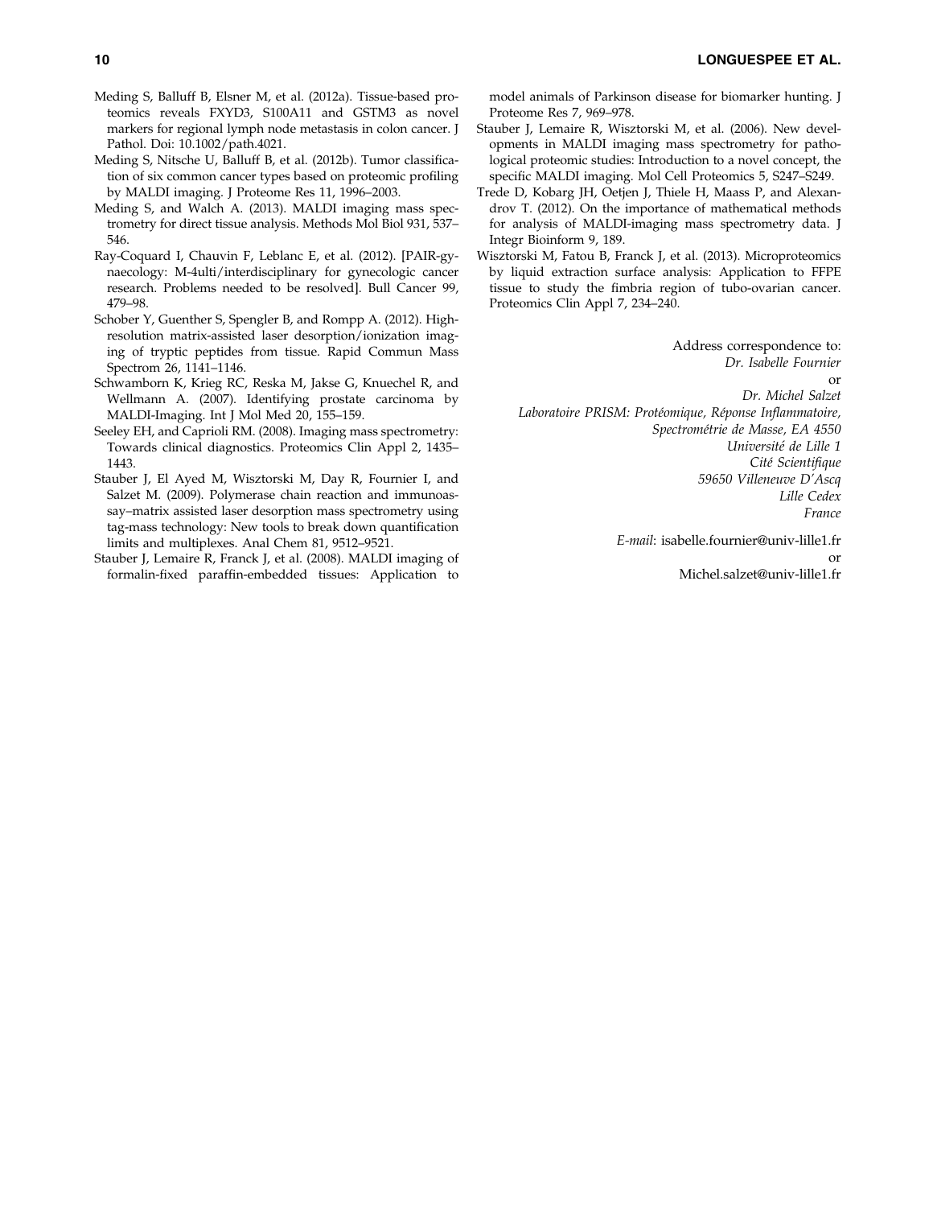Meding S, Balluff B, Elsner M, et al. (2012a). Tissue-based proteomics reveals FXYD3, S100A11 and GSTM3 as novel markers for regional lymph node metastasis in colon cancer. J Pathol. Doi: 10.1002/path.4021.

Meding S, Nitsche U, Balluff B, et al. (2012b). Tumor classification of six common cancer types based on proteomic profiling by MALDI imaging. J Proteome Res 11, 1996–2003.

Meding S, and Walch A. (2013). MALDI imaging mass spectrometry for direct tissue analysis. Methods Mol Biol 931, 537–546.

Ray-Coquard I, Chauvin F, Leblanc E, et al. (2012). [PAIR-gynaecology: M-4ulti/interdisciplinary for gynecologic cancer research. Problems needed to be resolved]. Bull Cancer 99, 479–98.

Schober Y, Guenther S, Spengler B, and Rompp A. (2012). High-resolution matrix-assisted laser desorption/ionization imaging of tryptic peptides from tissue. Rapid Commun Mass Spectrom 26, 1141–1146.

Schwamborn K, Krieg RC, Reska M, Jakse G, Knuechel R, and Wellmann A. (2007). Identifying prostate carcinoma by MALDI-Imaging. Int J Mol Med 20, 155–159.

Seeley EH, and Caprioli RM. (2008). Imaging mass spectrometry: Towards clinical diagnostics. Proteomics Clin Appl 2, 1435–1443.

Stauber J, El Ayed M, Wisztorski M, Day R, Fournier I, and Salzet M. (2009). Polymerase chain reaction and immunoassay–matrix assisted laser desorption mass spectrometry using tag-mass technology: New tools to break down quantification limits and multiplexes. Anal Chem 81, 9512–9521.

Stauber J, Lemaire R, Franck J, et al. (2008). MALDI imaging of formalin-fixed paraffin-embedded tissues: Application to model animals of Parkinson disease for biomarker hunting. J Proteome Res 7, 969–978.

Stauber J, Lemaire R, Wisztorski M, et al. (2006). New developments in MALDI imaging mass spectrometry for pathological proteomic studies: Introduction to a novel concept, the specific MALDI imaging. Mol Cell Proteomics 5, S247–S249.

Trede D, Kobarg JH, Oetjen J, Thiele H, Maass P, and Alexandrov T. (2012). On the importance of mathematical methods for analysis of MALDI-imaging mass spectrometry data. J Integr Bioinform 9, 189.

Wisztorski M, Fatou B, Franck J, et al. (2013). Microproteomics by liquid extraction surface analysis: Application to FFPE tissue to study the fimbria region of tubo-ovarian cancer. Proteomics Clin Appl 7, 234–240.

Address correspondence to:
*Dr. Isabelle Fournier*
or
*Dr. Michel Salzet*
*Laboratoire PRISM: Protéomique, Réponse Inflammatoire, Spectrométrie de Masse, EA 4550*
*Université de Lille 1*
*Cité Scientifique*
*59650 Villeneuve D'Ascq*
*Lille Cedex*
*France*

*E-mail*: isabelle.fournier@univ-lille1.fr
or
Michel.salzet@univ-lille1.fr